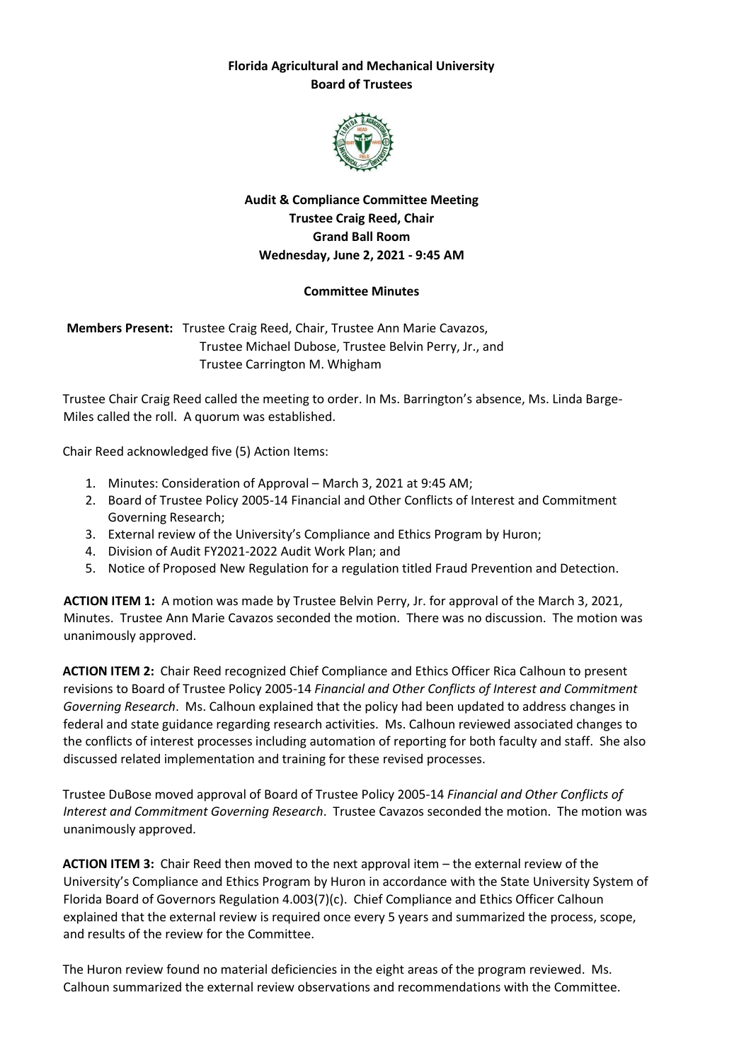**Florida Agricultural and Mechanical University**
**Board of Trustees**

**Audit & Compliance Committee Meeting**
**Trustee Craig Reed, Chair**
**Grand Ball Room**
**Wednesday, June 2, 2021 - 9:45 AM**

**Committee Minutes**

**Members Present:** Trustee Craig Reed, Chair, Trustee Ann Marie Cavazos, Trustee Michael Dubose, Trustee Belvin Perry, Jr., and Trustee Carrington M. Whigham

Trustee Chair Craig Reed called the meeting to order. In Ms. Barrington's absence, Ms. Linda Barge-Miles called the roll. A quorum was established.

Chair Reed acknowledged five (5) Action Items:

1. Minutes: Consideration of Approval – March 3, 2021 at 9:45 AM;
2. Board of Trustee Policy 2005-14 Financial and Other Conflicts of Interest and Commitment Governing Research;
3. External review of the University's Compliance and Ethics Program by Huron;
4. Division of Audit FY2021-2022 Audit Work Plan; and
5. Notice of Proposed New Regulation for a regulation titled Fraud Prevention and Detection.

**ACTION ITEM 1:** A motion was made by Trustee Belvin Perry, Jr. for approval of the March 3, 2021, Minutes. Trustee Ann Marie Cavazos seconded the motion. There was no discussion. The motion was unanimously approved.

**ACTION ITEM 2:** Chair Reed recognized Chief Compliance and Ethics Officer Rica Calhoun to present revisions to Board of Trustee Policy 2005-14 *Financial and Other Conflicts of Interest and Commitment Governing Research*. Ms. Calhoun explained that the policy had been updated to address changes in federal and state guidance regarding research activities. Ms. Calhoun reviewed associated changes to the conflicts of interest processes including automation of reporting for both faculty and staff. She also discussed related implementation and training for these revised processes.

Trustee DuBose moved approval of Board of Trustee Policy 2005-14 *Financial and Other Conflicts of Interest and Commitment Governing Research*. Trustee Cavazos seconded the motion. The motion was unanimously approved.

**ACTION ITEM 3:** Chair Reed then moved to the next approval item – the external review of the University's Compliance and Ethics Program by Huron in accordance with the State University System of Florida Board of Governors Regulation 4.003(7)(c). Chief Compliance and Ethics Officer Calhoun explained that the external review is required once every 5 years and summarized the process, scope, and results of the review for the Committee.

The Huron review found no material deficiencies in the eight areas of the program reviewed. Ms. Calhoun summarized the external review observations and recommendations with the Committee.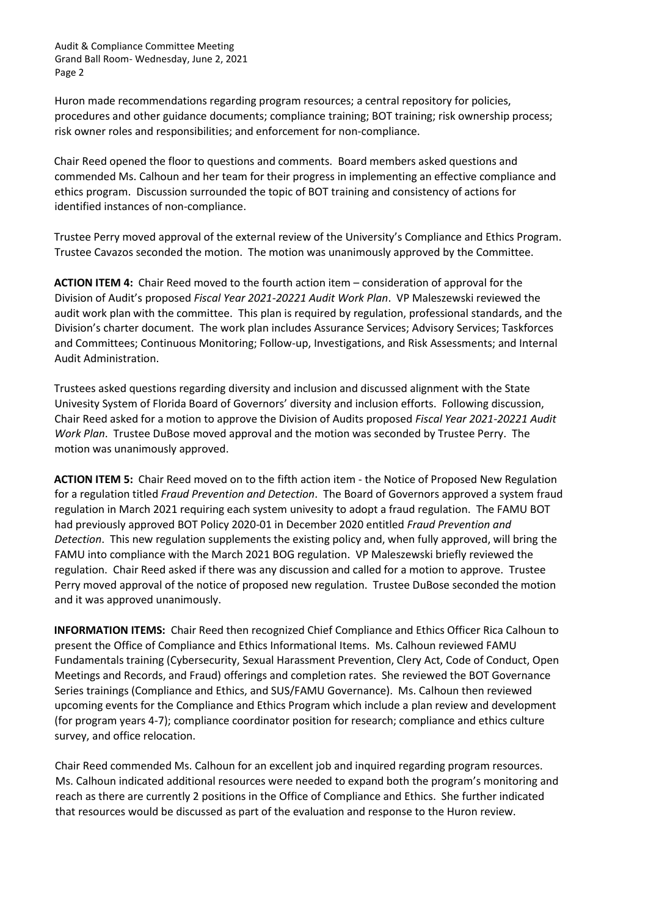Huron made recommendations regarding program resources; a central repository for policies, procedures and other guidance documents; compliance training; BOT training; risk ownership process; risk owner roles and responsibilities; and enforcement for non-compliance.

Chair Reed opened the floor to questions and comments. Board members asked questions and commended Ms. Calhoun and her team for their progress in implementing an effective compliance and ethics program. Discussion surrounded the topic of BOT training and consistency of actions for identified instances of non-compliance.

Trustee Perry moved approval of the external review of the University's Compliance and Ethics Program. Trustee Cavazos seconded the motion. The motion was unanimously approved by the Committee.

**ACTION ITEM 4:** Chair Reed moved to the fourth action item – consideration of approval for the Division of Audit's proposed *Fiscal Year 2021-20221 Audit Work Plan*. VP Maleszewski reviewed the audit work plan with the committee. This plan is required by regulation, professional standards, and the Division's charter document. The work plan includes Assurance Services; Advisory Services; Taskforces and Committees; Continuous Monitoring; Follow-up, Investigations, and Risk Assessments; and Internal Audit Administration.

Trustees asked questions regarding diversity and inclusion and discussed alignment with the State Univesity System of Florida Board of Governors' diversity and inclusion efforts. Following discussion, Chair Reed asked for a motion to approve the Division of Audits proposed *Fiscal Year 2021-20221 Audit Work Plan*. Trustee DuBose moved approval and the motion was seconded by Trustee Perry. The motion was unanimously approved.

**ACTION ITEM 5:** Chair Reed moved on to the fifth action item - the Notice of Proposed New Regulation for a regulation titled *Fraud Prevention and Detection*. The Board of Governors approved a system fraud regulation in March 2021 requiring each system univesity to adopt a fraud regulation. The FAMU BOT had previously approved BOT Policy 2020-01 in December 2020 entitled *Fraud Prevention and Detection*. This new regulation supplements the existing policy and, when fully approved, will bring the FAMU into compliance with the March 2021 BOG regulation. VP Maleszewski briefly reviewed the regulation. Chair Reed asked if there was any discussion and called for a motion to approve. Trustee Perry moved approval of the notice of proposed new regulation. Trustee DuBose seconded the motion and it was approved unanimously.

**INFORMATION ITEMS:** Chair Reed then recognized Chief Compliance and Ethics Officer Rica Calhoun to present the Office of Compliance and Ethics Informational Items. Ms. Calhoun reviewed FAMU Fundamentals training (Cybersecurity, Sexual Harassment Prevention, Clery Act, Code of Conduct, Open Meetings and Records, and Fraud) offerings and completion rates. She reviewed the BOT Governance Series trainings (Compliance and Ethics, and SUS/FAMU Governance). Ms. Calhoun then reviewed upcoming events for the Compliance and Ethics Program which include a plan review and development (for program years 4-7); compliance coordinator position for research; compliance and ethics culture survey, and office relocation.

Chair Reed commended Ms. Calhoun for an excellent job and inquired regarding program resources. Ms. Calhoun indicated additional resources were needed to expand both the program's monitoring and reach as there are currently 2 positions in the Office of Compliance and Ethics. She further indicated that resources would be discussed as part of the evaluation and response to the Huron review.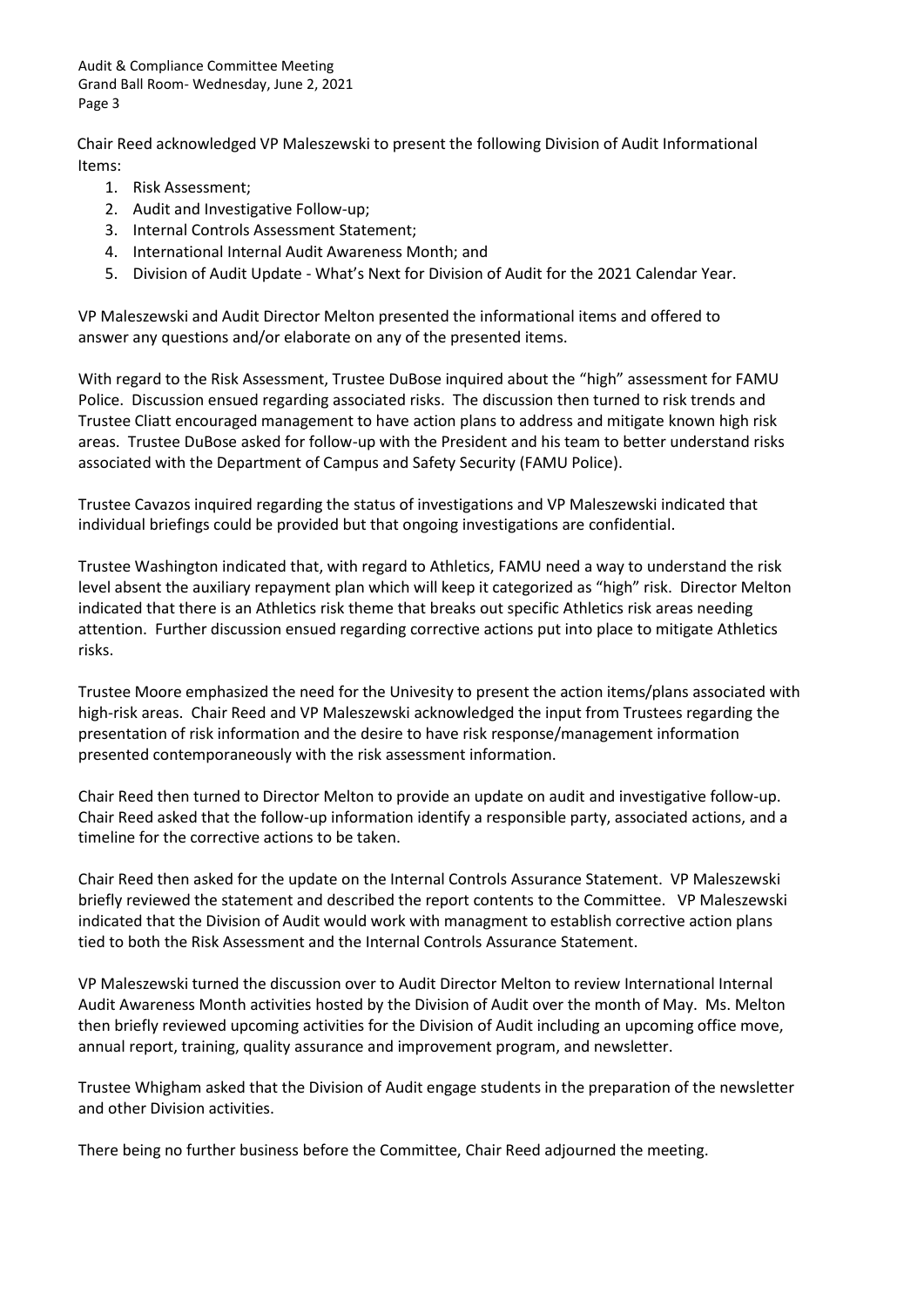Chair Reed acknowledged VP Maleszewski to present the following Division of Audit Informational Items:

1. Risk Assessment;
2. Audit and Investigative Follow-up;
3. Internal Controls Assessment Statement;
4. International Internal Audit Awareness Month; and
5. Division of Audit Update - What's Next for Division of Audit for the 2021 Calendar Year.

VP Maleszewski and Audit Director Melton presented the informational items and offered to answer any questions and/or elaborate on any of the presented items.

With regard to the Risk Assessment, Trustee DuBose inquired about the "high" assessment for FAMU Police. Discussion ensued regarding associated risks. The discussion then turned to risk trends and Trustee Cliatt encouraged management to have action plans to address and mitigate known high risk areas. Trustee DuBose asked for follow-up with the President and his team to better understand risks associated with the Department of Campus and Safety Security (FAMU Police).

Trustee Cavazos inquired regarding the status of investigations and VP Maleszewski indicated that individual briefings could be provided but that ongoing investigations are confidential.

Trustee Washington indicated that, with regard to Athletics, FAMU need a way to understand the risk level absent the auxiliary repayment plan which will keep it categorized as "high" risk. Director Melton indicated that there is an Athletics risk theme that breaks out specific Athletics risk areas needing attention. Further discussion ensued regarding corrective actions put into place to mitigate Athletics risks.

Trustee Moore emphasized the need for the Univesity to present the action items/plans associated with high-risk areas. Chair Reed and VP Maleszewski acknowledged the input from Trustees regarding the presentation of risk information and the desire to have risk response/management information presented contemporaneously with the risk assessment information.

Chair Reed then turned to Director Melton to provide an update on audit and investigative follow-up. Chair Reed asked that the follow-up information identify a responsible party, associated actions, and a timeline for the corrective actions to be taken.

Chair Reed then asked for the update on the Internal Controls Assurance Statement. VP Maleszewski briefly reviewed the statement and described the report contents to the Committee. VP Maleszewski indicated that the Division of Audit would work with managment to establish corrective action plans tied to both the Risk Assessment and the Internal Controls Assurance Statement.

VP Maleszewski turned the discussion over to Audit Director Melton to review International Internal Audit Awareness Month activities hosted by the Division of Audit over the month of May. Ms. Melton then briefly reviewed upcoming activities for the Division of Audit including an upcoming office move, annual report, training, quality assurance and improvement program, and newsletter.

Trustee Whigham asked that the Division of Audit engage students in the preparation of the newsletter and other Division activities.

There being no further business before the Committee, Chair Reed adjourned the meeting.